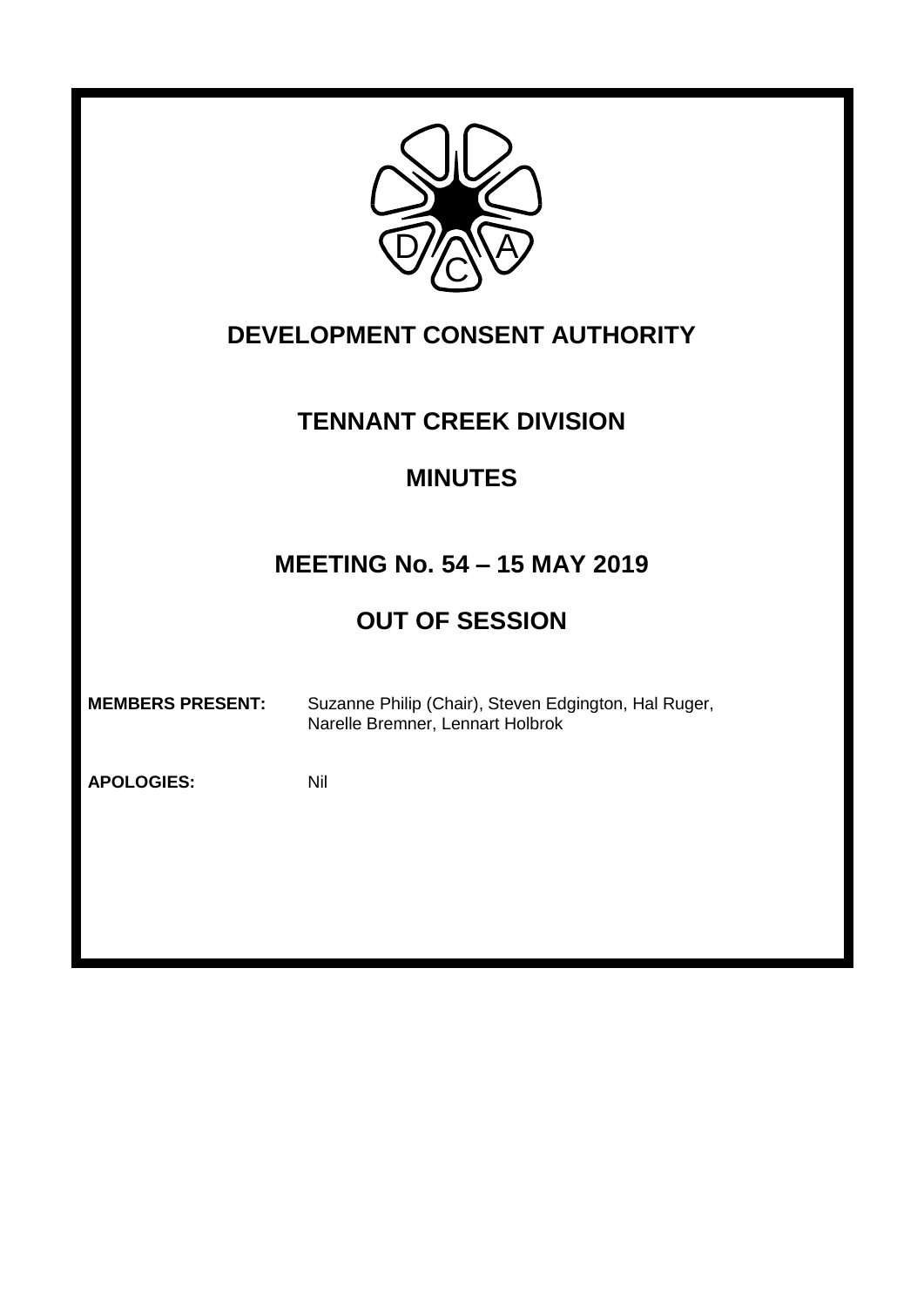# DEVELOPMENT CONSENT AUTHORITY

## TENNANT CREEK DIVISION

## MINUTES

## MEETING No. 54 – 15 MAY 2019

## OUT OF SESSION

**MEMBERS PRESENT:** Suzanne Philip (Chair), Steven Edgington, Hal Ruger, Narelle Bremner, Lennart Holbrok

**APOLOGIES:** Nil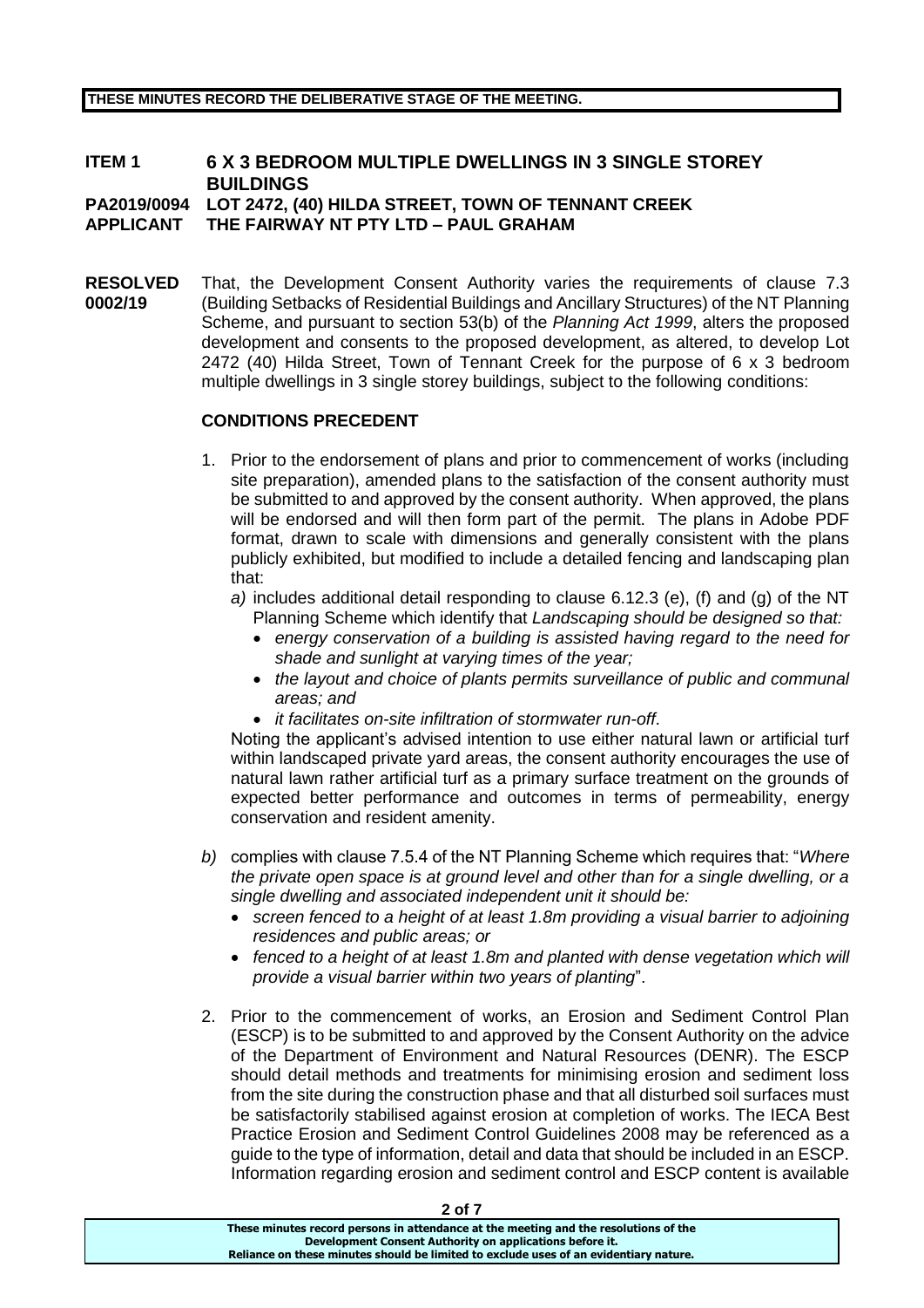**THESE MINUTES RECORD THE DELIBERATIVE STAGE OF THE MEETING.**

**ITEM 1 6 X 3 BEDROOM MULTIPLE DWELLINGS IN 3 SINGLE STOREY BUILDINGS**
**PA2019/0094 LOT 2472, (40) HILDA STREET, TOWN OF TENNANT CREEK**
**APPLICANT THE FAIRWAY NT PTY LTD – PAUL GRAHAM**

**RESOLVED 0002/19** That, the Development Consent Authority varies the requirements of clause 7.3 (Building Setbacks of Residential Buildings and Ancillary Structures) of the NT Planning Scheme, and pursuant to section 53(b) of the *Planning Act 1999*, alters the proposed development and consents to the proposed development, as altered, to develop Lot 2472 (40) Hilda Street, Town of Tennant Creek for the purpose of 6 x 3 bedroom multiple dwellings in 3 single storey buildings, subject to the following conditions:

**CONDITIONS PRECEDENT**

1. Prior to the endorsement of plans and prior to commencement of works (including site preparation), amended plans to the satisfaction of the consent authority must be submitted to and approved by the consent authority. When approved, the plans will be endorsed and will then form part of the permit. The plans in Adobe PDF format, drawn to scale with dimensions and generally consistent with the plans publicly exhibited, but modified to include a detailed fencing and landscaping plan that:

   *a)* includes additional detail responding to clause 6.12.3 (e), (f) and (g) of the NT Planning Scheme which identify that *Landscaping should be designed so that:*
      - *energy conservation of a building is assisted having regard to the need for shade and sunlight at varying times of the year;*
      - *the layout and choice of plants permits surveillance of public and communal areas; and*
      - *it facilitates on-site infiltration of stormwater run-off.*

   Noting the applicant's advised intention to use either natural lawn or artificial turf within landscaped private yard areas, the consent authority encourages the use of natural lawn rather artificial turf as a primary surface treatment on the grounds of expected better performance and outcomes in terms of permeability, energy conservation and resident amenity.

   *b)* complies with clause 7.5.4 of the NT Planning Scheme which requires that: "*Where the private open space is at ground level and other than for a single dwelling, or a single dwelling and associated independent unit it should be:*
      - *screen fenced to a height of at least 1.8m providing a visual barrier to adjoining residences and public areas; or*
      - *fenced to a height of at least 1.8m and planted with dense vegetation which will provide a visual barrier within two years of planting*".

2. Prior to the commencement of works, an Erosion and Sediment Control Plan (ESCP) is to be submitted to and approved by the Consent Authority on the advice of the Department of Environment and Natural Resources (DENR). The ESCP should detail methods and treatments for minimising erosion and sediment loss from the site during the construction phase and that all disturbed soil surfaces must be satisfactorily stabilised against erosion at completion of works. The IECA Best Practice Erosion and Sediment Control Guidelines 2008 may be referenced as a guide to the type of information, detail and data that should be included in an ESCP. Information regarding erosion and sediment control and ESCP content is available

These minutes record persons in attendance at the meeting and the resolutions of the Development Consent Authority on applications before it.
Reliance on these minutes should be limited to exclude uses of an evidentiary nature.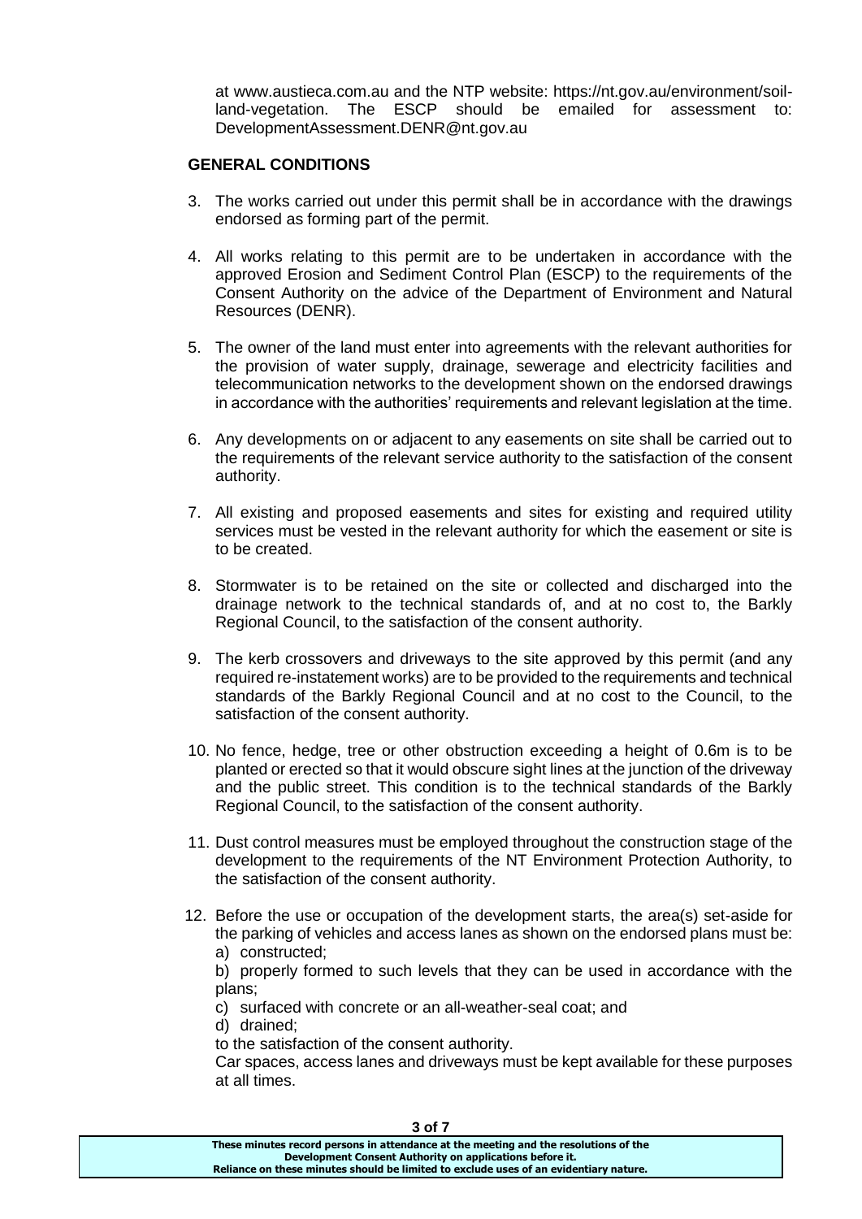at www.austieca.com.au and the NTP website: https://nt.gov.au/environment/soil-land-vegetation. The ESCP should be emailed for assessment to: DevelopmentAssessment.DENR@nt.gov.au

**GENERAL CONDITIONS**

3. The works carried out under this permit shall be in accordance with the drawings endorsed as forming part of the permit.

4. All works relating to this permit are to be undertaken in accordance with the approved Erosion and Sediment Control Plan (ESCP) to the requirements of the Consent Authority on the advice of the Department of Environment and Natural Resources (DENR).

5. The owner of the land must enter into agreements with the relevant authorities for the provision of water supply, drainage, sewerage and electricity facilities and telecommunication networks to the development shown on the endorsed drawings in accordance with the authorities' requirements and relevant legislation at the time.

6. Any developments on or adjacent to any easements on site shall be carried out to the requirements of the relevant service authority to the satisfaction of the consent authority.

7. All existing and proposed easements and sites for existing and required utility services must be vested in the relevant authority for which the easement or site is to be created.

8. Stormwater is to be retained on the site or collected and discharged into the drainage network to the technical standards of, and at no cost to, the Barkly Regional Council, to the satisfaction of the consent authority.

9. The kerb crossovers and driveways to the site approved by this permit (and any required re-instatement works) are to be provided to the requirements and technical standards of the Barkly Regional Council and at no cost to the Council, to the satisfaction of the consent authority.

10. No fence, hedge, tree or other obstruction exceeding a height of 0.6m is to be planted or erected so that it would obscure sight lines at the junction of the driveway and the public street. This condition is to the technical standards of the Barkly Regional Council, to the satisfaction of the consent authority.

11. Dust control measures must be employed throughout the construction stage of the development to the requirements of the NT Environment Protection Authority, to the satisfaction of the consent authority.

12. Before the use or occupation of the development starts, the area(s) set-aside for the parking of vehicles and access lanes as shown on the endorsed plans must be:
    a) constructed;
    b) properly formed to such levels that they can be used in accordance with the plans;
    c) surfaced with concrete or an all-weather-seal coat; and
    d) drained;

    to the satisfaction of the consent authority.
    Car spaces, access lanes and driveways must be kept available for these purposes at all times.

**These minutes record persons in attendance at the meeting and the resolutions of the Development Consent Authority on applications before it. Reliance on these minutes should be limited to exclude uses of an evidentiary nature.**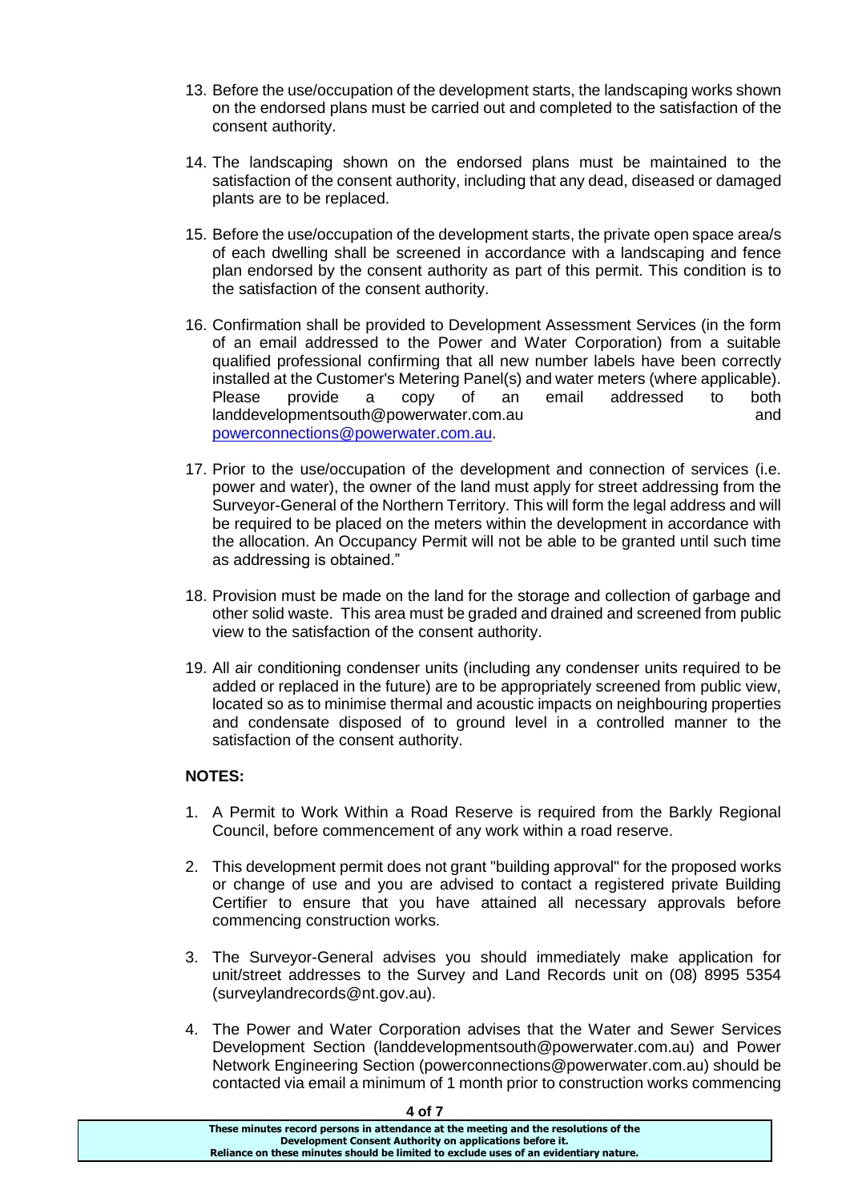13. Before the use/occupation of the development starts, the landscaping works shown on the endorsed plans must be carried out and completed to the satisfaction of the consent authority.

14. The landscaping shown on the endorsed plans must be maintained to the satisfaction of the consent authority, including that any dead, diseased or damaged plants are to be replaced.

15. Before the use/occupation of the development starts, the private open space area/s of each dwelling shall be screened in accordance with a landscaping and fence plan endorsed by the consent authority as part of this permit. This condition is to the satisfaction of the consent authority.

16. Confirmation shall be provided to Development Assessment Services (in the form of an email addressed to the Power and Water Corporation) from a suitable qualified professional confirming that all new number labels have been correctly installed at the Customer's Metering Panel(s) and water meters (where applicable). Please provide a copy of an email addressed to both landdevelopmentsouth@powerwater.com.au and powerconnections@powerwater.com.au.

17. Prior to the use/occupation of the development and connection of services (i.e. power and water), the owner of the land must apply for street addressing from the Surveyor-General of the Northern Territory. This will form the legal address and will be required to be placed on the meters within the development in accordance with the allocation. An Occupancy Permit will not be able to be granted until such time as addressing is obtained."

18. Provision must be made on the land for the storage and collection of garbage and other solid waste. This area must be graded and drained and screened from public view to the satisfaction of the consent authority.

19. All air conditioning condenser units (including any condenser units required to be added or replaced in the future) are to be appropriately screened from public view, located so as to minimise thermal and acoustic impacts on neighbouring properties and condensate disposed of to ground level in a controlled manner to the satisfaction of the consent authority.

**NOTES:**

1. A Permit to Work Within a Road Reserve is required from the Barkly Regional Council, before commencement of any work within a road reserve.

2. This development permit does not grant "building approval" for the proposed works or change of use and you are advised to contact a registered private Building Certifier to ensure that you have attained all necessary approvals before commencing construction works.

3. The Surveyor-General advises you should immediately make application for unit/street addresses to the Survey and Land Records unit on (08) 8995 5354 (surveylandrecords@nt.gov.au).

4. The Power and Water Corporation advises that the Water and Sewer Services Development Section (landdevelopmentsouth@powerwater.com.au) and Power Network Engineering Section (powerconnections@powerwater.com.au) should be contacted via email a minimum of 1 month prior to construction works commencing

**These minutes record persons in attendance at the meeting and the resolutions of the Development Consent Authority on applications before it. Reliance on these minutes should be limited to exclude uses of an evidentiary nature.**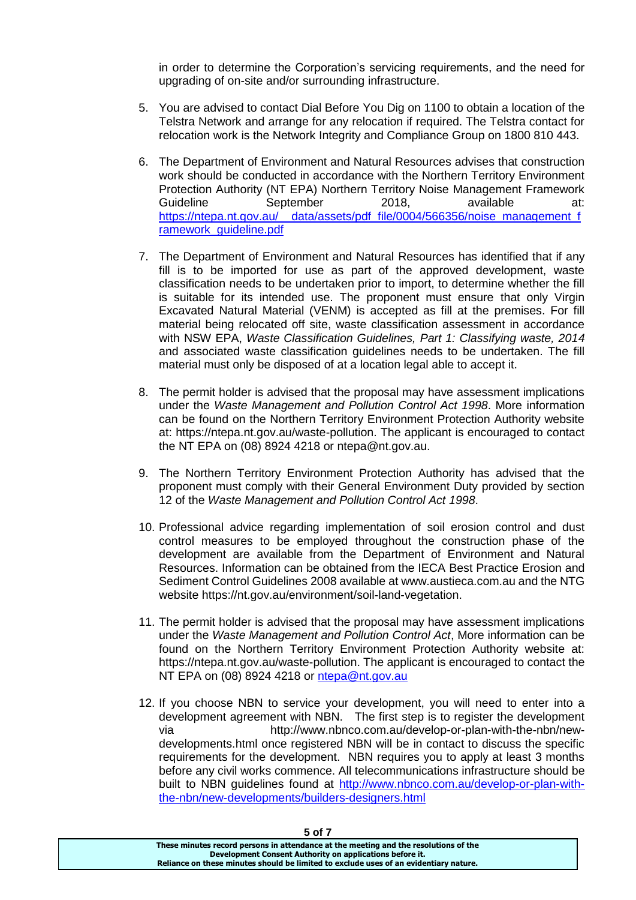in order to determine the Corporation's servicing requirements, and the need for upgrading of on-site and/or surrounding infrastructure.

5. You are advised to contact Dial Before You Dig on 1100 to obtain a location of the Telstra Network and arrange for any relocation if required. The Telstra contact for relocation work is the Network Integrity and Compliance Group on 1800 810 443.

6. The Department of Environment and Natural Resources advises that construction work should be conducted in accordance with the Northern Territory Environment Protection Authority (NT EPA) Northern Territory Noise Management Framework Guideline September 2018, available at: [https://ntepa.nt.gov.au/__data/assets/pdf_file/0004/566356/noise_management_framework_guideline.pdf](https://ntepa.nt.gov.au/__data/assets/pdf_file/0004/566356/noise_management_framework_guideline.pdf)

7. The Department of Environment and Natural Resources has identified that if any fill is to be imported for use as part of the approved development, waste classification needs to be undertaken prior to import, to determine whether the fill is suitable for its intended use. The proponent must ensure that only Virgin Excavated Natural Material (VENM) is accepted as fill at the premises. For fill material being relocated off site, waste classification assessment in accordance with NSW EPA, *Waste Classification Guidelines, Part 1: Classifying waste, 2014* and associated waste classification guidelines needs to be undertaken. The fill material must only be disposed of at a location legal able to accept it.

8. The permit holder is advised that the proposal may have assessment implications under the *Waste Management and Pollution Control Act 1998*. More information can be found on the Northern Territory Environment Protection Authority website at: https://ntepa.nt.gov.au/waste-pollution. The applicant is encouraged to contact the NT EPA on (08) 8924 4218 or ntepa@nt.gov.au.

9. The Northern Territory Environment Protection Authority has advised that the proponent must comply with their General Environment Duty provided by section 12 of the *Waste Management and Pollution Control Act 1998*.

10. Professional advice regarding implementation of soil erosion control and dust control measures to be employed throughout the construction phase of the development are available from the Department of Environment and Natural Resources. Information can be obtained from the IECA Best Practice Erosion and Sediment Control Guidelines 2008 available at www.austieca.com.au and the NTG website https://nt.gov.au/environment/soil-land-vegetation.

11. The permit holder is advised that the proposal may have assessment implications under the *Waste Management and Pollution Control Act*, More information can be found on the Northern Territory Environment Protection Authority website at: https://ntepa.nt.gov.au/waste-pollution. The applicant is encouraged to contact the NT EPA on (08) 8924 4218 or [ntepa@nt.gov.au](mailto:ntepa@nt.gov.au)

12. If you choose NBN to service your development, you will need to enter into a development agreement with NBN. The first step is to register the development via http://www.nbnco.com.au/develop-or-plan-with-the-nbn/new-developments.html once registered NBN will be in contact to discuss the specific requirements for the development. NBN requires you to apply at least 3 months before any civil works commence. All telecommunications infrastructure should be built to NBN guidelines found at [http://www.nbnco.com.au/develop-or-plan-with-the-nbn/new-developments/builders-designers.html](http://www.nbnco.com.au/develop-or-plan-with-the-nbn/new-developments/builders-designers.html)

**These minutes record persons in attendance at the meeting and the resolutions of the Development Consent Authority on applications before it. Reliance on these minutes should be limited to exclude uses of an evidentiary nature.**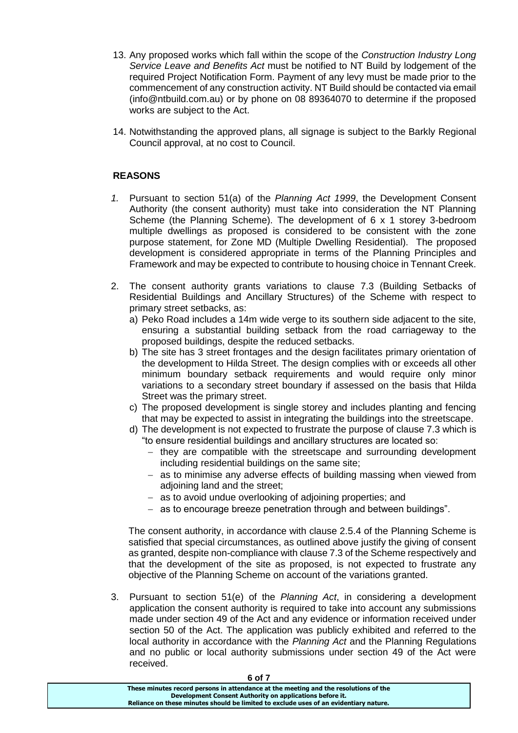13. Any proposed works which fall within the scope of the *Construction Industry Long Service Leave and Benefits Act* must be notified to NT Build by lodgement of the required Project Notification Form. Payment of any levy must be made prior to the commencement of any construction activity. NT Build should be contacted via email (info@ntbuild.com.au) or by phone on 08 89364070 to determine if the proposed works are subject to the Act.

14. Notwithstanding the approved plans, all signage is subject to the Barkly Regional Council approval, at no cost to Council.

**REASONS**

1. Pursuant to section 51(a) of the *Planning Act 1999*, the Development Consent Authority (the consent authority) must take into consideration the NT Planning Scheme (the Planning Scheme). The development of 6 x 1 storey 3-bedroom multiple dwellings as proposed is considered to be consistent with the zone purpose statement, for Zone MD (Multiple Dwelling Residential). The proposed development is considered appropriate in terms of the Planning Principles and Framework and may be expected to contribute to housing choice in Tennant Creek.

2. The consent authority grants variations to clause 7.3 (Building Setbacks of Residential Buildings and Ancillary Structures) of the Scheme with respect to primary street setbacks, as:
   a) Peko Road includes a 14m wide verge to its southern side adjacent to the site, ensuring a substantial building setback from the road carriageway to the proposed buildings, despite the reduced setbacks.
   b) The site has 3 street frontages and the design facilitates primary orientation of the development to Hilda Street. The design complies with or exceeds all other minimum boundary setback requirements and would require only minor variations to a secondary street boundary if assessed on the basis that Hilda Street was the primary street.
   c) The proposed development is single storey and includes planting and fencing that may be expected to assist in integrating the buildings into the streetscape.
   d) The development is not expected to frustrate the purpose of clause 7.3 which is "to ensure residential buildings and ancillary structures are located so:
      - they are compatible with the streetscape and surrounding development including residential buildings on the same site;
      - as to minimise any adverse effects of building massing when viewed from adjoining land and the street;
      - as to avoid undue overlooking of adjoining properties; and
      - as to encourage breeze penetration through and between buildings".

   The consent authority, in accordance with clause 2.5.4 of the Planning Scheme is satisfied that special circumstances, as outlined above justify the giving of consent as granted, despite non-compliance with clause 7.3 of the Scheme respectively and that the development of the site as proposed, is not expected to frustrate any objective of the Planning Scheme on account of the variations granted.

3. Pursuant to section 51(e) of the *Planning Act*, in considering a development application the consent authority is required to take into account any submissions made under section 49 of the Act and any evidence or information received under section 50 of the Act. The application was publicly exhibited and referred to the local authority in accordance with the *Planning Act* and the Planning Regulations and no public or local authority submissions under section 49 of the Act were received.

**These minutes record persons in attendance at the meeting and the resolutions of the Development Consent Authority on applications before it. Reliance on these minutes should be limited to exclude uses of an evidentiary nature.**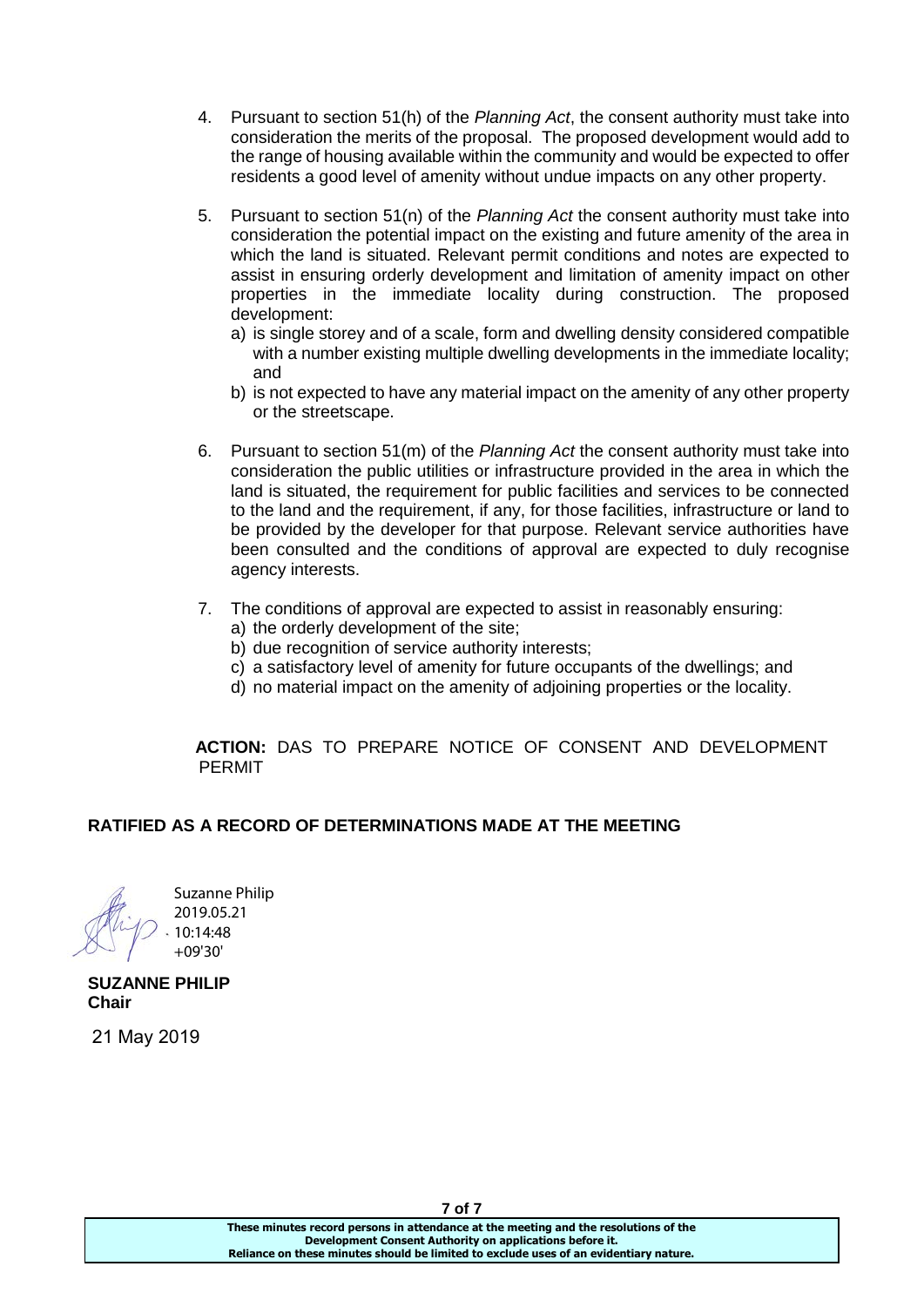4. Pursuant to section 51(h) of the *Planning Act*, the consent authority must take into consideration the merits of the proposal. The proposed development would add to the range of housing available within the community and would be expected to offer residents a good level of amenity without undue impacts on any other property.

5. Pursuant to section 51(n) of the *Planning Act* the consent authority must take into consideration the potential impact on the existing and future amenity of the area in which the land is situated. Relevant permit conditions and notes are expected to assist in ensuring orderly development and limitation of amenity impact on other properties in the immediate locality during construction. The proposed development:
   a) is single storey and of a scale, form and dwelling density considered compatible with a number existing multiple dwelling developments in the immediate locality; and
   b) is not expected to have any material impact on the amenity of any other property or the streetscape.

6. Pursuant to section 51(m) of the *Planning Act* the consent authority must take into consideration the public utilities or infrastructure provided in the area in which the land is situated, the requirement for public facilities and services to be connected to the land and the requirement, if any, for those facilities, infrastructure or land to be provided by the developer for that purpose. Relevant service authorities have been consulted and the conditions of approval are expected to duly recognise agency interests.

7. The conditions of approval are expected to assist in reasonably ensuring:
   a) the orderly development of the site;
   b) due recognition of service authority interests;
   c) a satisfactory level of amenity for future occupants of the dwellings; and
   d) no material impact on the amenity of adjoining properties or the locality.

**ACTION:** DAS TO PREPARE NOTICE OF CONSENT AND DEVELOPMENT PERMIT

**RATIFIED AS A RECORD OF DETERMINATIONS MADE AT THE MEETING**

Suzanne Philip
2019.05.21
10:14:48
+09'30'

**SUZANNE PHILIP**
**Chair**

21 May 2019

**These minutes record persons in attendance at the meeting and the resolutions of the Development Consent Authority on applications before it. Reliance on these minutes should be limited to exclude uses of an evidentiary nature.**